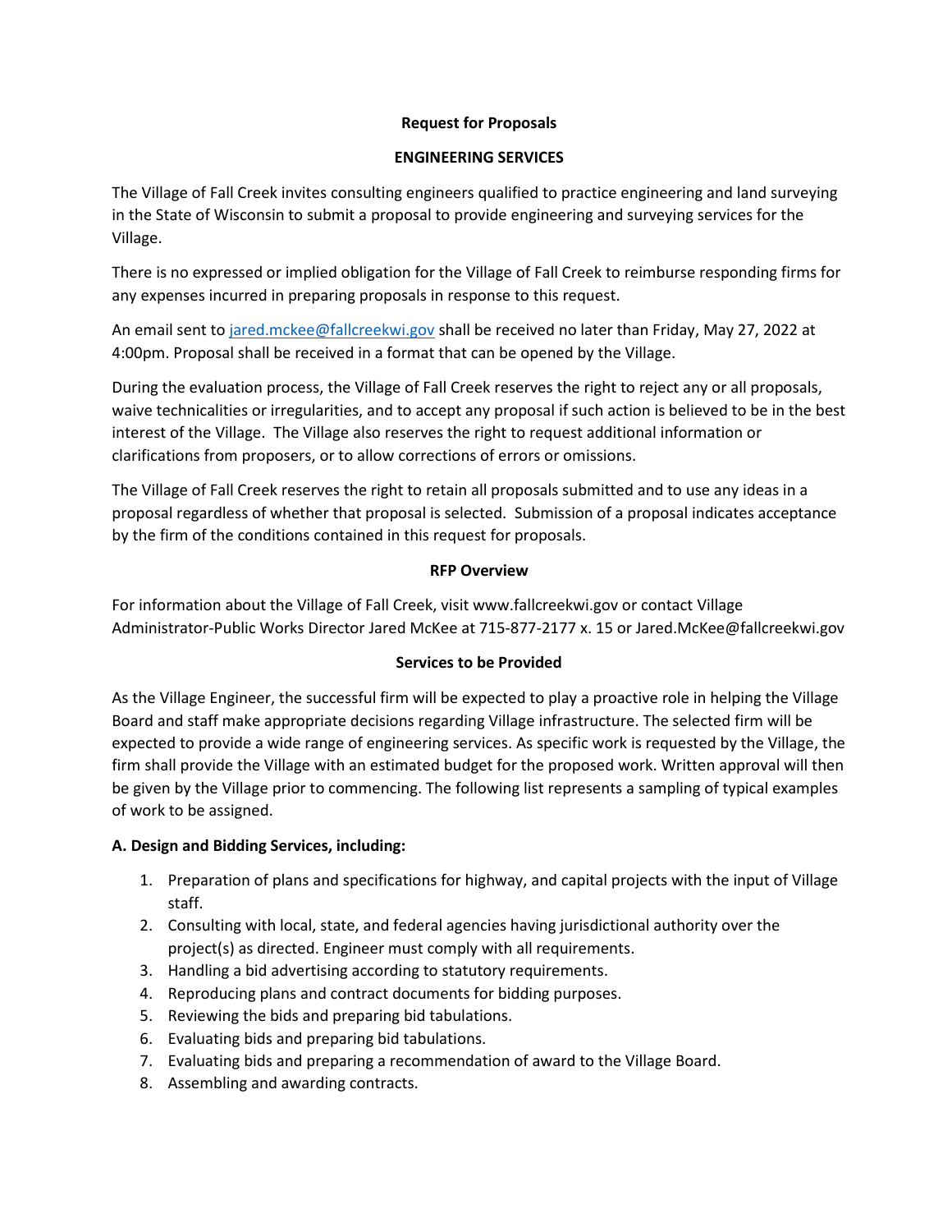**Request for Proposals**

**ENGINEERING SERVICES**

The Village of Fall Creek invites consulting engineers qualified to practice engineering and land surveying in the State of Wisconsin to submit a proposal to provide engineering and surveying services for the Village.

There is no expressed or implied obligation for the Village of Fall Creek to reimburse responding firms for any expenses incurred in preparing proposals in response to this request.

An email sent to jared.mckee@fallcreekwi.gov shall be received no later than Friday, May 27, 2022 at 4:00pm. Proposal shall be received in a format that can be opened by the Village.

During the evaluation process, the Village of Fall Creek reserves the right to reject any or all proposals, waive technicalities or irregularities, and to accept any proposal if such action is believed to be in the best interest of the Village. The Village also reserves the right to request additional information or clarifications from proposers, or to allow corrections of errors or omissions.

The Village of Fall Creek reserves the right to retain all proposals submitted and to use any ideas in a proposal regardless of whether that proposal is selected. Submission of a proposal indicates acceptance by the firm of the conditions contained in this request for proposals.

**RFP Overview**

For information about the Village of Fall Creek, visit www.fallcreekwi.gov or contact Village Administrator-Public Works Director Jared McKee at 715-877-2177 x. 15 or Jared.McKee@fallcreekwi.gov

**Services to be Provided**

As the Village Engineer, the successful firm will be expected to play a proactive role in helping the Village Board and staff make appropriate decisions regarding Village infrastructure. The selected firm will be expected to provide a wide range of engineering services. As specific work is requested by the Village, the firm shall provide the Village with an estimated budget for the proposed work. Written approval will then be given by the Village prior to commencing. The following list represents a sampling of typical examples of work to be assigned.

**A. Design and Bidding Services, including:**

1. Preparation of plans and specifications for highway, and capital projects with the input of Village staff.
2. Consulting with local, state, and federal agencies having jurisdictional authority over the project(s) as directed. Engineer must comply with all requirements.
3. Handling a bid advertising according to statutory requirements.
4. Reproducing plans and contract documents for bidding purposes.
5. Reviewing the bids and preparing bid tabulations.
6. Evaluating bids and preparing bid tabulations.
7. Evaluating bids and preparing a recommendation of award to the Village Board.
8. Assembling and awarding contracts.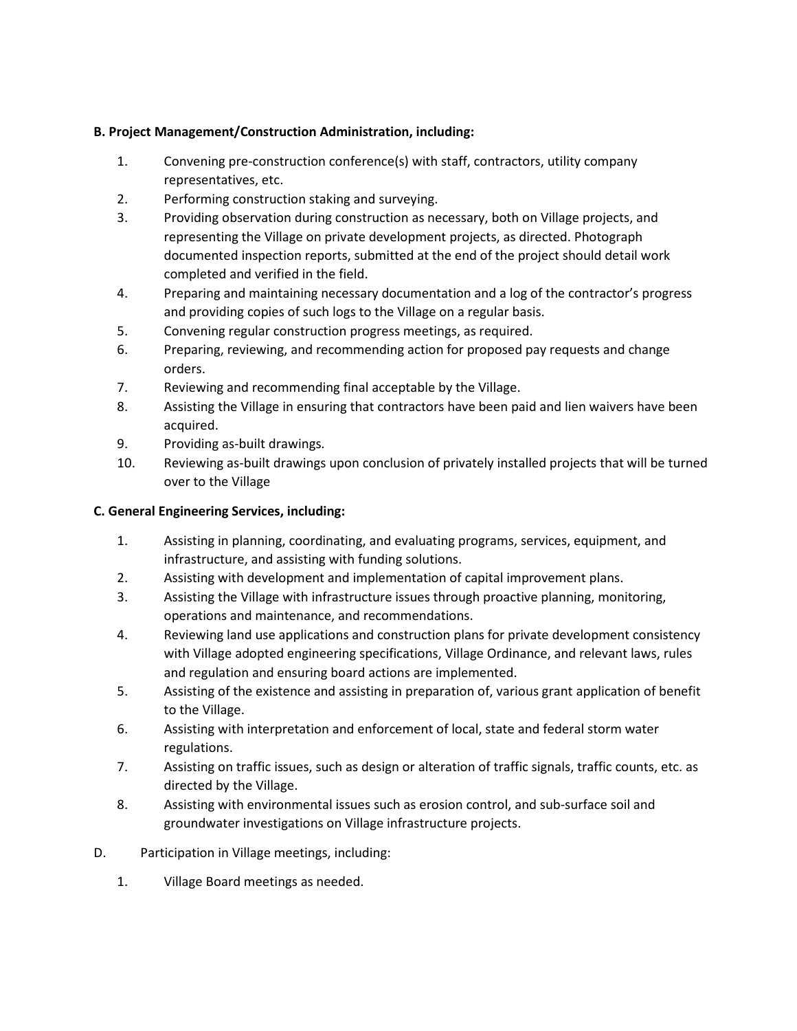**B. Project Management/Construction Administration, including:**

1. Convening pre-construction conference(s) with staff, contractors, utility company representatives, etc.
2. Performing construction staking and surveying.
3. Providing observation during construction as necessary, both on Village projects, and representing the Village on private development projects, as directed. Photograph documented inspection reports, submitted at the end of the project should detail work completed and verified in the field.
4. Preparing and maintaining necessary documentation and a log of the contractor's progress and providing copies of such logs to the Village on a regular basis.
5. Convening regular construction progress meetings, as required.
6. Preparing, reviewing, and recommending action for proposed pay requests and change orders.
7. Reviewing and recommending final acceptable by the Village.
8. Assisting the Village in ensuring that contractors have been paid and lien waivers have been acquired.
9. Providing as-built drawings.
10. Reviewing as-built drawings upon conclusion of privately installed projects that will be turned over to the Village

**C. General Engineering Services, including:**

1. Assisting in planning, coordinating, and evaluating programs, services, equipment, and infrastructure, and assisting with funding solutions.
2. Assisting with development and implementation of capital improvement plans.
3. Assisting the Village with infrastructure issues through proactive planning, monitoring, operations and maintenance, and recommendations.
4. Reviewing land use applications and construction plans for private development consistency with Village adopted engineering specifications, Village Ordinance, and relevant laws, rules and regulation and ensuring board actions are implemented.
5. Assisting of the existence and assisting in preparation of, various grant application of benefit to the Village.
6. Assisting with interpretation and enforcement of local, state and federal storm water regulations.
7. Assisting on traffic issues, such as design or alteration of traffic signals, traffic counts, etc. as directed by the Village.
8. Assisting with environmental issues such as erosion control, and sub-surface soil and groundwater investigations on Village infrastructure projects.

D. Participation in Village meetings, including:

1. Village Board meetings as needed.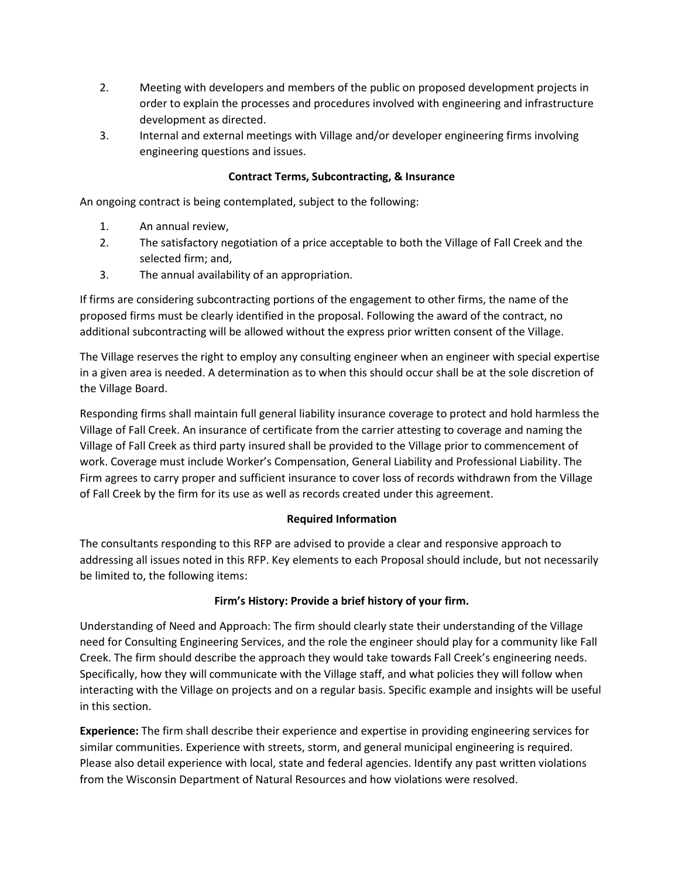2. Meeting with developers and members of the public on proposed development projects in order to explain the processes and procedures involved with engineering and infrastructure development as directed.
3. Internal and external meetings with Village and/or developer engineering firms involving engineering questions and issues.

**Contract Terms, Subcontracting, & Insurance**

An ongoing contract is being contemplated, subject to the following:

1. An annual review,
2. The satisfactory negotiation of a price acceptable to both the Village of Fall Creek and the selected firm; and,
3. The annual availability of an appropriation.

If firms are considering subcontracting portions of the engagement to other firms, the name of the proposed firms must be clearly identified in the proposal. Following the award of the contract, no additional subcontracting will be allowed without the express prior written consent of the Village.

The Village reserves the right to employ any consulting engineer when an engineer with special expertise in a given area is needed. A determination as to when this should occur shall be at the sole discretion of the Village Board.

Responding firms shall maintain full general liability insurance coverage to protect and hold harmless the Village of Fall Creek. An insurance of certificate from the carrier attesting to coverage and naming the Village of Fall Creek as third party insured shall be provided to the Village prior to commencement of work. Coverage must include Worker's Compensation, General Liability and Professional Liability. The Firm agrees to carry proper and sufficient insurance to cover loss of records withdrawn from the Village of Fall Creek by the firm for its use as well as records created under this agreement.

**Required Information**

The consultants responding to this RFP are advised to provide a clear and responsive approach to addressing all issues noted in this RFP. Key elements to each Proposal should include, but not necessarily be limited to, the following items:

**Firm's History: Provide a brief history of your firm.**

Understanding of Need and Approach: The firm should clearly state their understanding of the Village need for Consulting Engineering Services, and the role the engineer should play for a community like Fall Creek. The firm should describe the approach they would take towards Fall Creek's engineering needs. Specifically, how they will communicate with the Village staff, and what policies they will follow when interacting with the Village on projects and on a regular basis. Specific example and insights will be useful in this section.

**Experience:** The firm shall describe their experience and expertise in providing engineering services for similar communities. Experience with streets, storm, and general municipal engineering is required. Please also detail experience with local, state and federal agencies. Identify any past written violations from the Wisconsin Department of Natural Resources and how violations were resolved.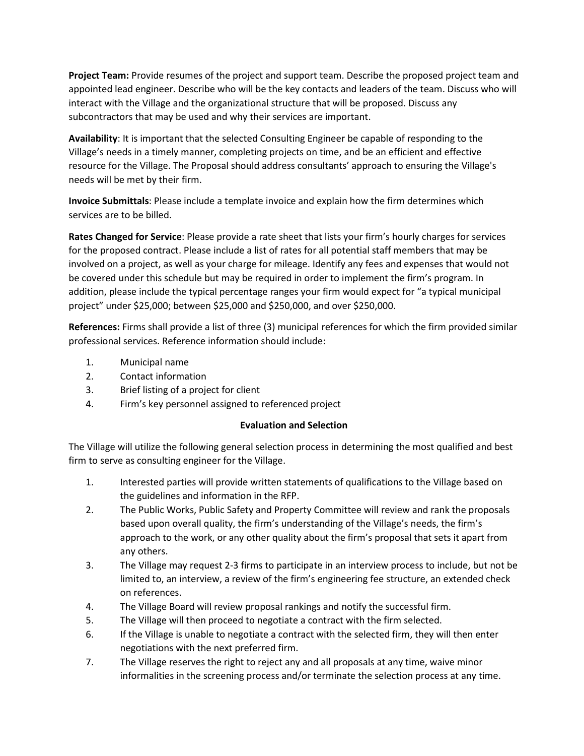**Project Team:** Provide resumes of the project and support team. Describe the proposed project team and appointed lead engineer. Describe who will be the key contacts and leaders of the team. Discuss who will interact with the Village and the organizational structure that will be proposed. Discuss any subcontractors that may be used and why their services are important.

**Availability**: It is important that the selected Consulting Engineer be capable of responding to the Village's needs in a timely manner, completing projects on time, and be an efficient and effective resource for the Village. The Proposal should address consultants' approach to ensuring the Village's needs will be met by their firm.

**Invoice Submittals**: Please include a template invoice and explain how the firm determines which services are to be billed.

**Rates Changed for Service**: Please provide a rate sheet that lists your firm's hourly charges for services for the proposed contract. Please include a list of rates for all potential staff members that may be involved on a project, as well as your charge for mileage. Identify any fees and expenses that would not be covered under this schedule but may be required in order to implement the firm's program. In addition, please include the typical percentage ranges your firm would expect for "a typical municipal project" under $25,000; between $25,000 and $250,000, and over $250,000.

**References:** Firms shall provide a list of three (3) municipal references for which the firm provided similar professional services. Reference information should include:

1. Municipal name
2. Contact information
3. Brief listing of a project for client
4. Firm's key personnel assigned to referenced project

## Evaluation and Selection

The Village will utilize the following general selection process in determining the most qualified and best firm to serve as consulting engineer for the Village.

1. Interested parties will provide written statements of qualifications to the Village based on the guidelines and information in the RFP.
2. The Public Works, Public Safety and Property Committee will review and rank the proposals based upon overall quality, the firm's understanding of the Village's needs, the firm's approach to the work, or any other quality about the firm's proposal that sets it apart from any others.
3. The Village may request 2-3 firms to participate in an interview process to include, but not be limited to, an interview, a review of the firm's engineering fee structure, an extended check on references.
4. The Village Board will review proposal rankings and notify the successful firm.
5. The Village will then proceed to negotiate a contract with the firm selected.
6. If the Village is unable to negotiate a contract with the selected firm, they will then enter negotiations with the next preferred firm.
7. The Village reserves the right to reject any and all proposals at any time, waive minor informalities in the screening process and/or terminate the selection process at any time.